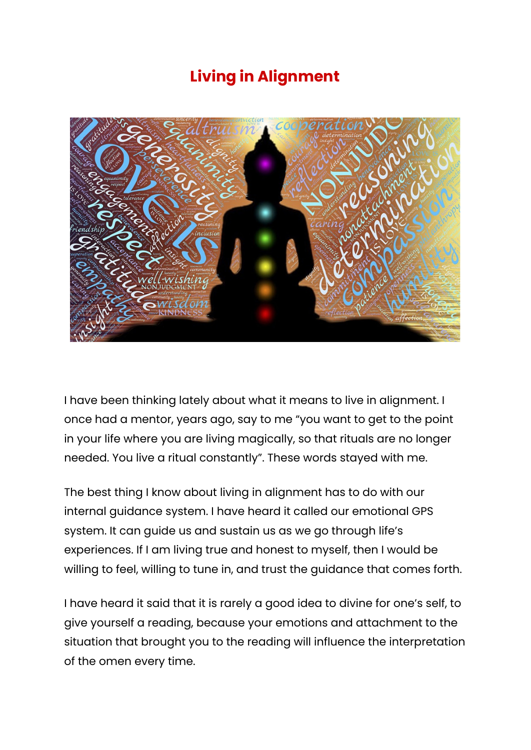# Living in Alignment

I have been thinking lately about what it means to live in alignment. I once had a mentor, years ago, say to me "you want to get to the point in your life where you are living magically, so that rituals are no longer needed. You live a ritual constantly". These words stayed with me.

The best thing I know about living in alignment has to do with our internal guidance system. I have heard it called our emotional GPS system. It can guide us and sustain us as we go through life's experiences. If I am living true and honest to myself, then I would be willing to feel, willing to tune in, and trust the guidance that comes forth.

I have heard it said that it is rarely a good idea to divine for one's self, to give yourself a reading, because your emotions and attachment to the situation that brought you to the reading will influence the interpretation of the omen every time.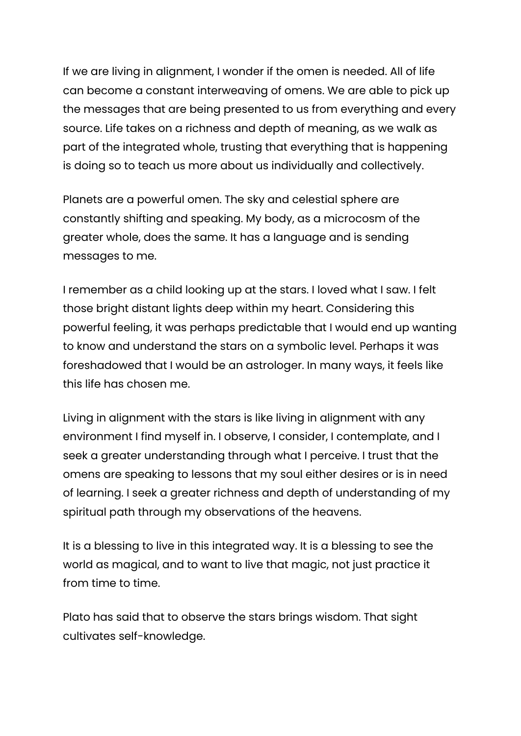If we are living in alignment, I wonder if the omen is needed. All of life can become a constant interweaving of omens. We are able to pick up the messages that are being presented to us from everything and every source. Life takes on a richness and depth of meaning, as we walk as part of the integrated whole, trusting that everything that is happening is doing so to teach us more about us individually and collectively.

Planets are a powerful omen. The sky and celestial sphere are constantly shifting and speaking. My body, as a microcosm of the greater whole, does the same. It has a language and is sending messages to me.

I remember as a child looking up at the stars. I loved what I saw. I felt those bright distant lights deep within my heart. Considering this powerful feeling, it was perhaps predictable that I would end up wanting to know and understand the stars on a symbolic level. Perhaps it was foreshadowed that I would be an astrologer. In many ways, it feels like this life has chosen me.

Living in alignment with the stars is like living in alignment with any environment I find myself in. I observe, I consider, I contemplate, and I seek a greater understanding through what I perceive. I trust that the omens are speaking to lessons that my soul either desires or is in need of learning. I seek a greater richness and depth of understanding of my spiritual path through my observations of the heavens.

It is a blessing to live in this integrated way. It is a blessing to see the world as magical, and to want to live that magic, not just practice it from time to time.

Plato has said that to observe the stars brings wisdom. That sight cultivates self-knowledge.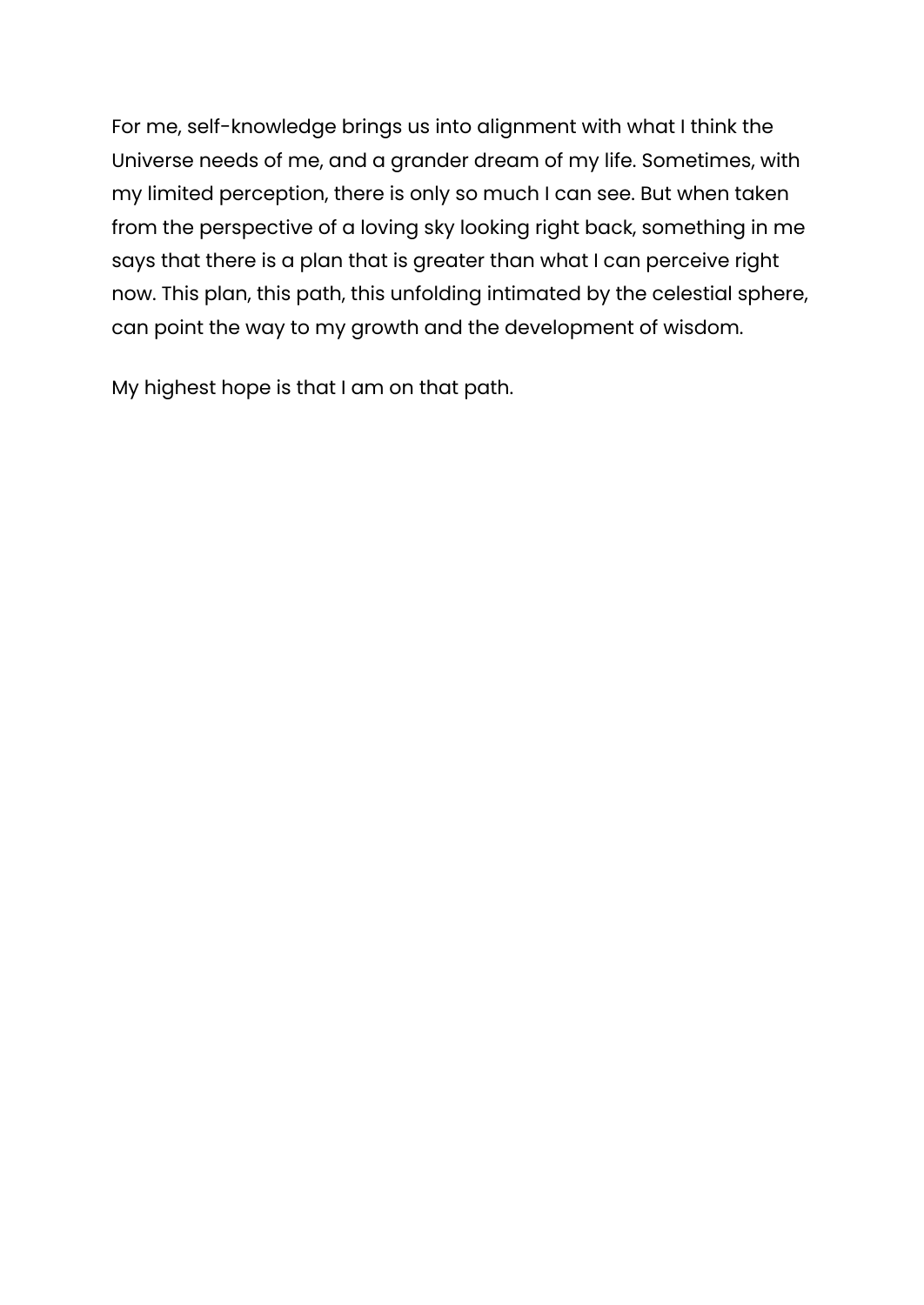For me, self-knowledge brings us into alignment with what I think the Universe needs of me, and a grander dream of my life. Sometimes, with my limited perception, there is only so much I can see. But when taken from the perspective of a loving sky looking right back, something in me says that there is a plan that is greater than what I can perceive right now. This plan, this path, this unfolding intimated by the celestial sphere, can point the way to my growth and the development of wisdom.

My highest hope is that I am on that path.